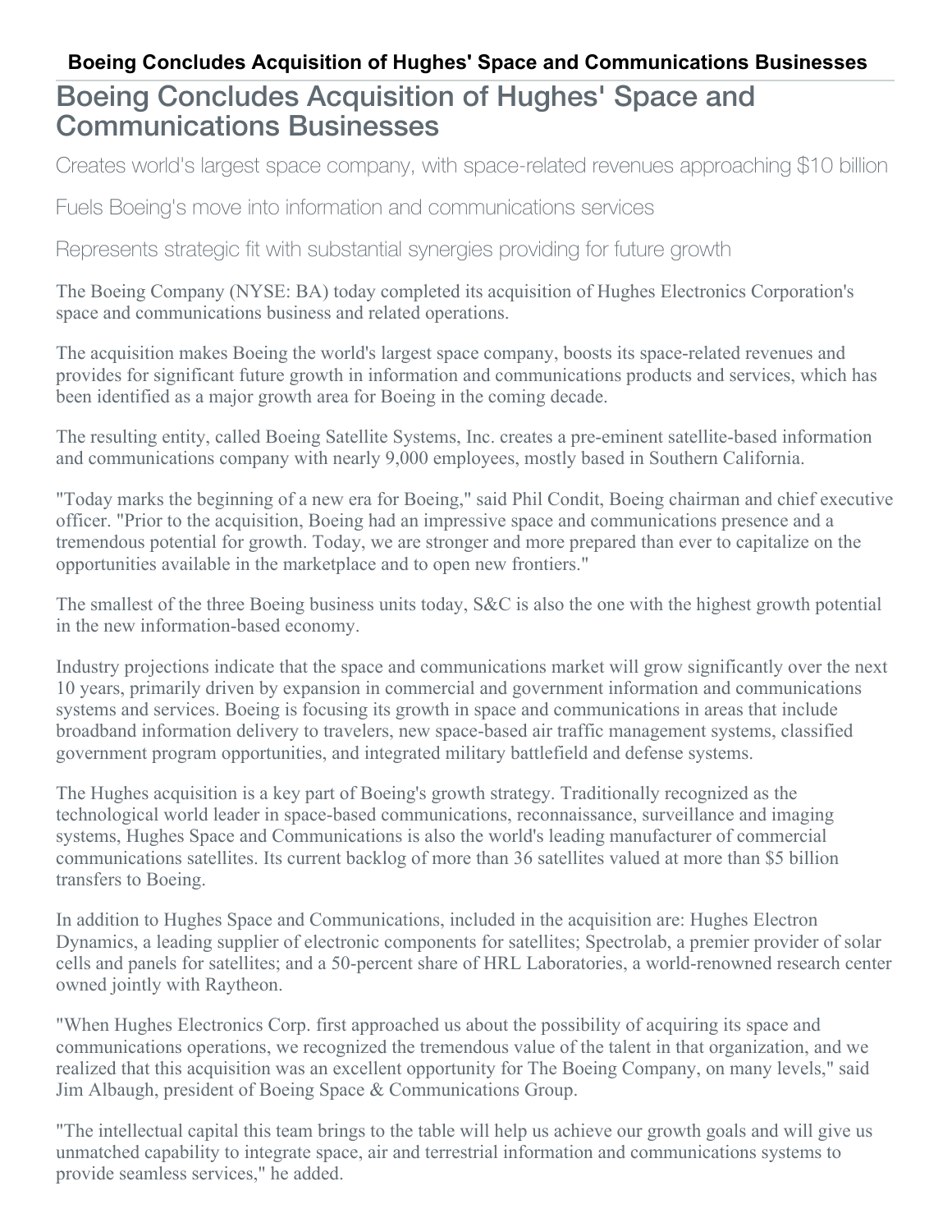# Boeing Concludes Acquisition of Hughes' Space and Communications Businesses

Creates world's largest space company, with space-related revenues approaching $10 billion

Fuels Boeing's move into information and communications services

Represents strategic fit with substantial synergies providing for future growth

The Boeing Company (NYSE: BA) today completed its acquisition of Hughes Electronics Corporation's space and communications business and related operations.

The acquisition makes Boeing the world's largest space company, boosts its space-related revenues and provides for significant future growth in information and communications products and services, which has been identified as a major growth area for Boeing in the coming decade.

The resulting entity, called Boeing Satellite Systems, Inc. creates a pre-eminent satellite-based information and communications company with nearly 9,000 employees, mostly based in Southern California.

"Today marks the beginning of a new era for Boeing," said Phil Condit, Boeing chairman and chief executive officer. "Prior to the acquisition, Boeing had an impressive space and communications presence and a tremendous potential for growth. Today, we are stronger and more prepared than ever to capitalize on the opportunities available in the marketplace and to open new frontiers."

The smallest of the three Boeing business units today, S&C is also the one with the highest growth potential in the new information-based economy.

Industry projections indicate that the space and communications market will grow significantly over the next 10 years, primarily driven by expansion in commercial and government information and communications systems and services. Boeing is focusing its growth in space and communications in areas that include broadband information delivery to travelers, new space-based air traffic management systems, classified government program opportunities, and integrated military battlefield and defense systems.

The Hughes acquisition is a key part of Boeing's growth strategy. Traditionally recognized as the technological world leader in space-based communications, reconnaissance, surveillance and imaging systems, Hughes Space and Communications is also the world's leading manufacturer of commercial communications satellites. Its current backlog of more than 36 satellites valued at more than $5 billion transfers to Boeing.

In addition to Hughes Space and Communications, included in the acquisition are: Hughes Electron Dynamics, a leading supplier of electronic components for satellites; Spectrolab, a premier provider of solar cells and panels for satellites; and a 50-percent share of HRL Laboratories, a world-renowned research center owned jointly with Raytheon.

"When Hughes Electronics Corp. first approached us about the possibility of acquiring its space and communications operations, we recognized the tremendous value of the talent in that organization, and we realized that this acquisition was an excellent opportunity for The Boeing Company, on many levels," said Jim Albaugh, president of Boeing Space & Communications Group.

"The intellectual capital this team brings to the table will help us achieve our growth goals and will give us unmatched capability to integrate space, air and terrestrial information and communications systems to provide seamless services," he added.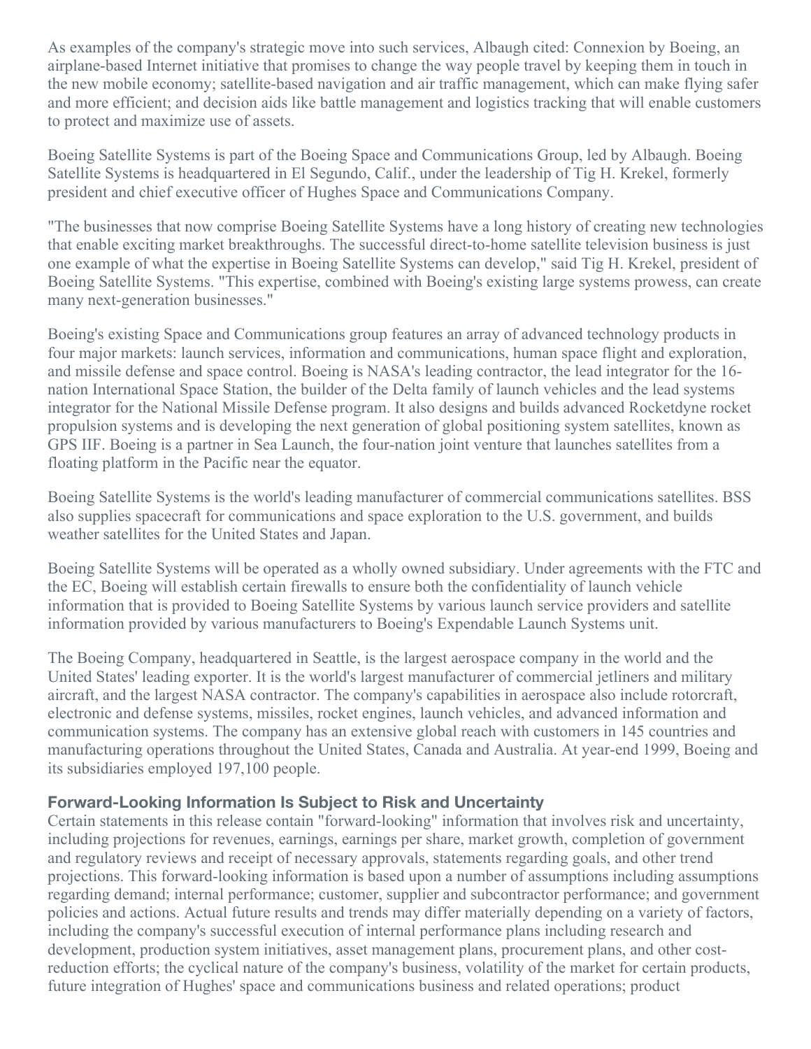As examples of the company's strategic move into such services, Albaugh cited: Connexion by Boeing, an airplane-based Internet initiative that promises to change the way people travel by keeping them in touch in the new mobile economy; satellite-based navigation and air traffic management, which can make flying safer and more efficient; and decision aids like battle management and logistics tracking that will enable customers to protect and maximize use of assets.

Boeing Satellite Systems is part of the Boeing Space and Communications Group, led by Albaugh. Boeing Satellite Systems is headquartered in El Segundo, Calif., under the leadership of Tig H. Krekel, formerly president and chief executive officer of Hughes Space and Communications Company.

"The businesses that now comprise Boeing Satellite Systems have a long history of creating new technologies that enable exciting market breakthroughs. The successful direct-to-home satellite television business is just one example of what the expertise in Boeing Satellite Systems can develop," said Tig H. Krekel, president of Boeing Satellite Systems. "This expertise, combined with Boeing's existing large systems prowess, can create many next-generation businesses."

Boeing's existing Space and Communications group features an array of advanced technology products in four major markets: launch services, information and communications, human space flight and exploration, and missile defense and space control. Boeing is NASA's leading contractor, the lead integrator for the 16-nation International Space Station, the builder of the Delta family of launch vehicles and the lead systems integrator for the National Missile Defense program. It also designs and builds advanced Rocketdyne rocket propulsion systems and is developing the next generation of global positioning system satellites, known as GPS IIF. Boeing is a partner in Sea Launch, the four-nation joint venture that launches satellites from a floating platform in the Pacific near the equator.

Boeing Satellite Systems is the world's leading manufacturer of commercial communications satellites. BSS also supplies spacecraft for communications and space exploration to the U.S. government, and builds weather satellites for the United States and Japan.

Boeing Satellite Systems will be operated as a wholly owned subsidiary. Under agreements with the FTC and the EC, Boeing will establish certain firewalls to ensure both the confidentiality of launch vehicle information that is provided to Boeing Satellite Systems by various launch service providers and satellite information provided by various manufacturers to Boeing's Expendable Launch Systems unit.

The Boeing Company, headquartered in Seattle, is the largest aerospace company in the world and the United States' leading exporter. It is the world's largest manufacturer of commercial jetliners and military aircraft, and the largest NASA contractor. The company's capabilities in aerospace also include rotorcraft, electronic and defense systems, missiles, rocket engines, launch vehicles, and advanced information and communication systems. The company has an extensive global reach with customers in 145 countries and manufacturing operations throughout the United States, Canada and Australia. At year-end 1999, Boeing and its subsidiaries employed 197,100 people.

### Forward-Looking Information Is Subject to Risk and Uncertainty

Certain statements in this release contain "forward-looking" information that involves risk and uncertainty, including projections for revenues, earnings, earnings per share, market growth, completion of government and regulatory reviews and receipt of necessary approvals, statements regarding goals, and other trend projections. This forward-looking information is based upon a number of assumptions including assumptions regarding demand; internal performance; customer, supplier and subcontractor performance; and government policies and actions. Actual future results and trends may differ materially depending on a variety of factors, including the company's successful execution of internal performance plans including research and development, production system initiatives, asset management plans, procurement plans, and other cost-reduction efforts; the cyclical nature of the company's business, volatility of the market for certain products, future integration of Hughes' space and communications business and related operations; product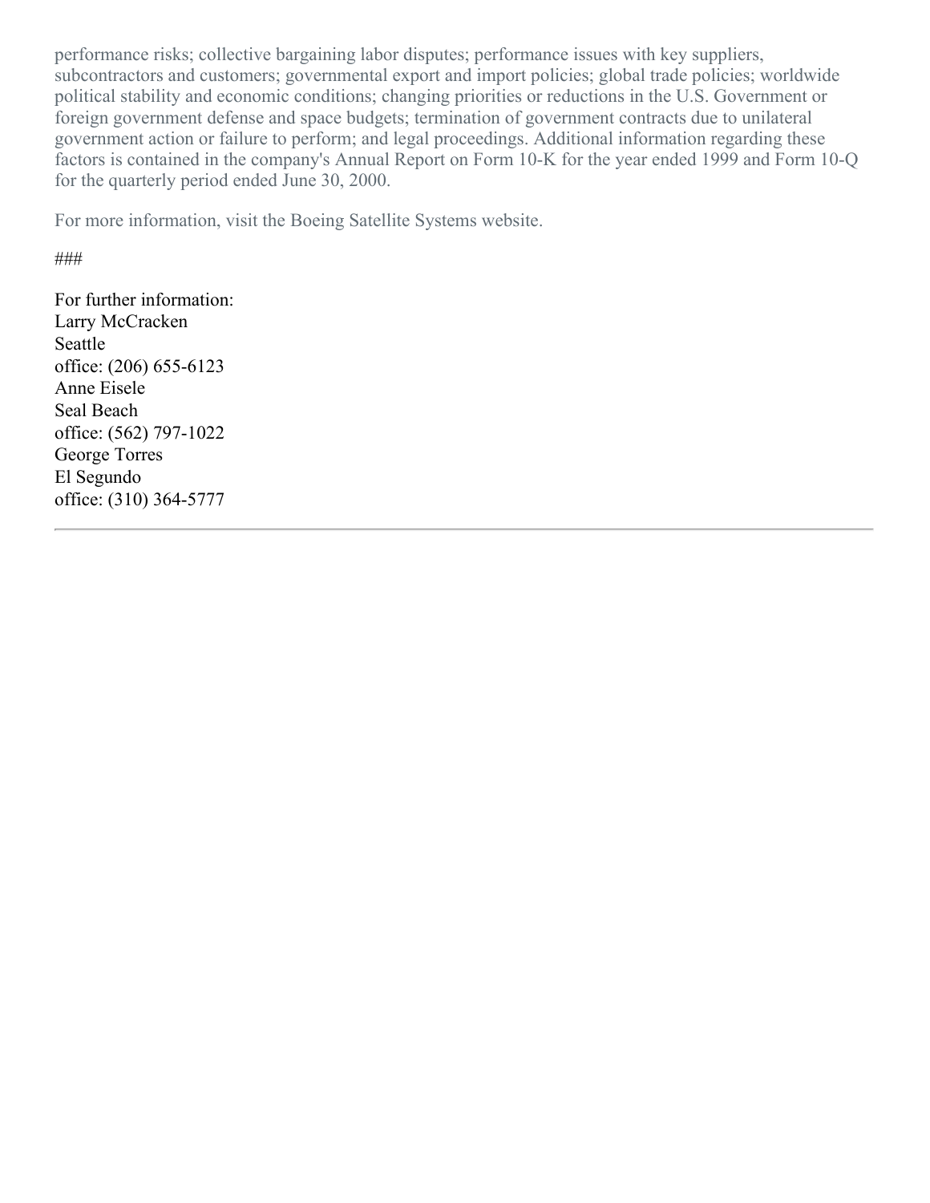performance risks; collective bargaining labor disputes; performance issues with key suppliers, subcontractors and customers; governmental export and import policies; global trade policies; worldwide political stability and economic conditions; changing priorities or reductions in the U.S. Government or foreign government defense and space budgets; termination of government contracts due to unilateral government action or failure to perform; and legal proceedings. Additional information regarding these factors is contained in the company's Annual Report on Form 10-K for the year ended 1999 and Form 10-Q for the quarterly period ended June 30, 2000.

For more information, visit the Boeing Satellite Systems website.

###

For further information:
Larry McCracken
Seattle
office: (206) 655-6123
Anne Eisele
Seal Beach
office: (562) 797-1022
George Torres
El Segundo
office: (310) 364-5777

---